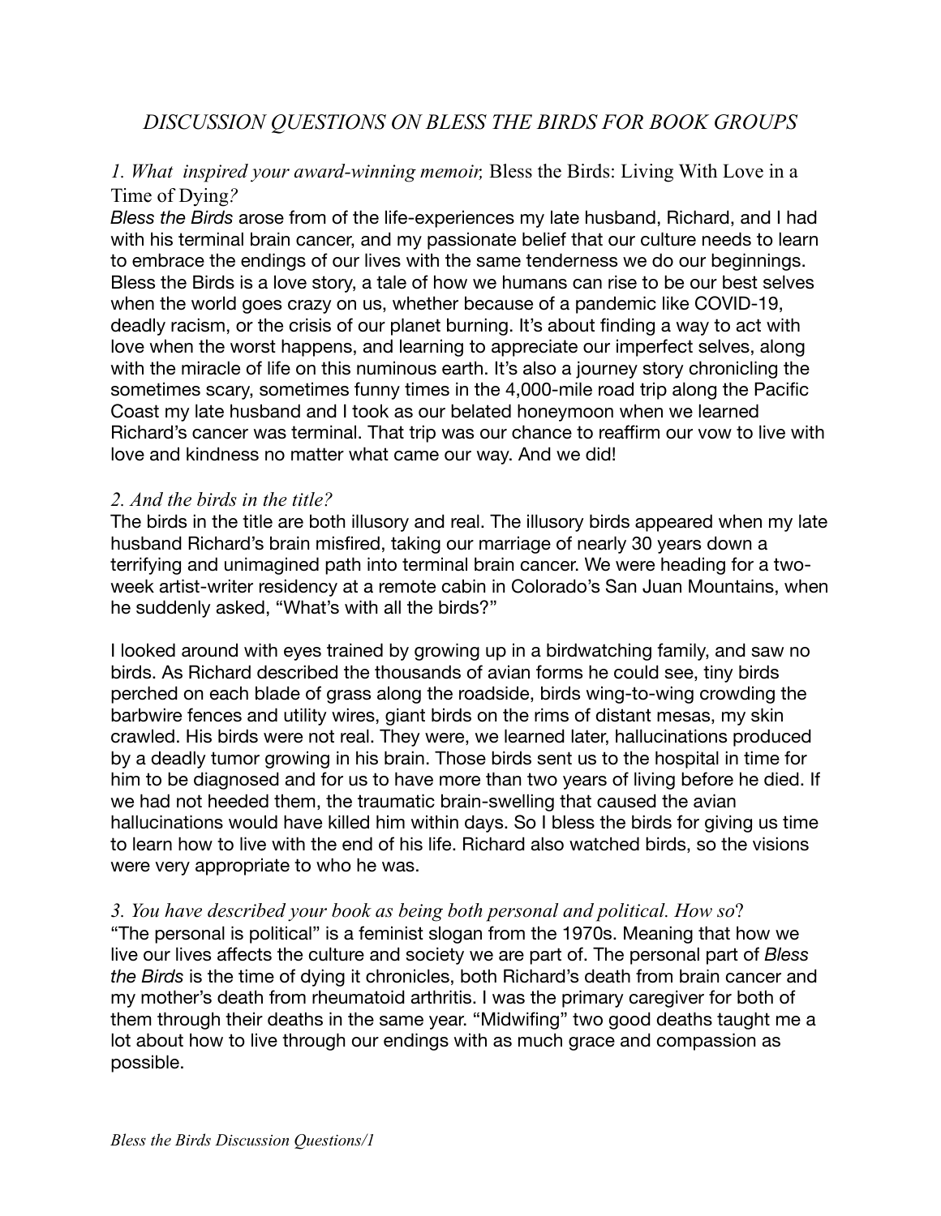# *DISCUSSION QUESTIONS ON BLESS THE BIRDS FOR BOOK GROUPS*

*1. What inspired your award-winning memoir,* Bless the Birds: Living With Love in a Time of Dying*?*

*Bless the Birds* arose from of the life-experiences my late husband, Richard, and I had with his terminal brain cancer, and my passionate belief that our culture needs to learn to embrace the endings of our lives with the same tenderness we do our beginnings. Bless the Birds is a love story, a tale of how we humans can rise to be our best selves when the world goes crazy on us, whether because of a pandemic like COVID-19, deadly racism, or the crisis of our planet burning. It's about finding a way to act with love when the worst happens, and learning to appreciate our imperfect selves, along with the miracle of life on this numinous earth. It's also a journey story chronicling the sometimes scary, sometimes funny times in the 4,000-mile road trip along the Pacific Coast my late husband and I took as our belated honeymoon when we learned Richard's cancer was terminal. That trip was our chance to reaffirm our vow to live with love and kindness no matter what came our way. And we did!

*2. And the birds in the title?*

The birds in the title are both illusory and real. The illusory birds appeared when my late husband Richard's brain misfired, taking our marriage of nearly 30 years down a terrifying and unimagined path into terminal brain cancer. We were heading for a two-week artist-writer residency at a remote cabin in Colorado's San Juan Mountains, when he suddenly asked, "What's with all the birds?"

I looked around with eyes trained by growing up in a birdwatching family, and saw no birds. As Richard described the thousands of avian forms he could see, tiny birds perched on each blade of grass along the roadside, birds wing-to-wing crowding the barbwire fences and utility wires, giant birds on the rims of distant mesas, my skin crawled. His birds were not real. They were, we learned later, hallucinations produced by a deadly tumor growing in his brain. Those birds sent us to the hospital in time for him to be diagnosed and for us to have more than two years of living before he died. If we had not heeded them, the traumatic brain-swelling that caused the avian hallucinations would have killed him within days. So I bless the birds for giving us time to learn how to live with the end of his life. Richard also watched birds, so the visions were very appropriate to who he was.

*3. You have described your book as being both personal and political. How so?*

"The personal is political" is a feminist slogan from the 1970s. Meaning that how we live our lives affects the culture and society we are part of. The personal part of *Bless the Birds* is the time of dying it chronicles, both Richard's death from brain cancer and my mother's death from rheumatoid arthritis. I was the primary caregiver for both of them through their deaths in the same year. "Midwifing" two good deaths taught me a lot about how to live through our endings with as much grace and compassion as possible.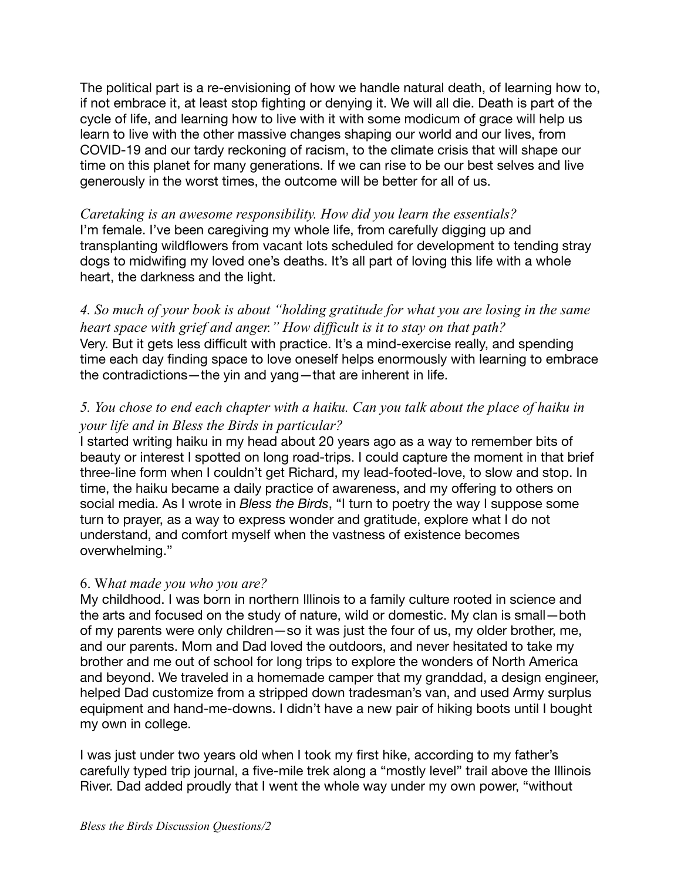The political part is a re-envisioning of how we handle natural death, of learning how to, if not embrace it, at least stop fighting or denying it. We will all die. Death is part of the cycle of life, and learning how to live with it with some modicum of grace will help us learn to live with the other massive changes shaping our world and our lives, from COVID-19 and our tardy reckoning of racism, to the climate crisis that will shape our time on this planet for many generations. If we can rise to be our best selves and live generously in the worst times, the outcome will be better for all of us.

*Caretaking is an awesome responsibility. How did you learn the essentials?*
I'm female. I've been caregiving my whole life, from carefully digging up and transplanting wildflowers from vacant lots scheduled for development to tending stray dogs to midwifing my loved one's deaths. It's all part of loving this life with a whole heart, the darkness and the light.

*4. So much of your book is about "holding gratitude for what you are losing in the same heart space with grief and anger." How difficult is it to stay on that path?*
Very. But it gets less difficult with practice. It's a mind-exercise really, and spending time each day finding space to love oneself helps enormously with learning to embrace the contradictions—the yin and yang—that are inherent in life.

*5. You chose to end each chapter with a haiku. Can you talk about the place of haiku in your life and in Bless the Birds in particular?*
I started writing haiku in my head about 20 years ago as a way to remember bits of beauty or interest I spotted on long road-trips. I could capture the moment in that brief three-line form when I couldn't get Richard, my lead-footed-love, to slow and stop. In time, the haiku became a daily practice of awareness, and my offering to others on social media. As I wrote in *Bless the Birds*, "I turn to poetry the way I suppose some turn to prayer, as a way to express wonder and gratitude, explore what I do not understand, and comfort myself when the vastness of existence becomes overwhelming."

6. W*hat made you who you are?*
My childhood. I was born in northern Illinois to a family culture rooted in science and the arts and focused on the study of nature, wild or domestic. My clan is small—both of my parents were only children—so it was just the four of us, my older brother, me, and our parents. Mom and Dad loved the outdoors, and never hesitated to take my brother and me out of school for long trips to explore the wonders of North America and beyond. We traveled in a homemade camper that my granddad, a design engineer, helped Dad customize from a stripped down tradesman's van, and used Army surplus equipment and hand-me-downs. I didn't have a new pair of hiking boots until I bought my own in college.

I was just under two years old when I took my first hike, according to my father's carefully typed trip journal, a five-mile trek along a "mostly level" trail above the Illinois River. Dad added proudly that I went the whole way under my own power, "without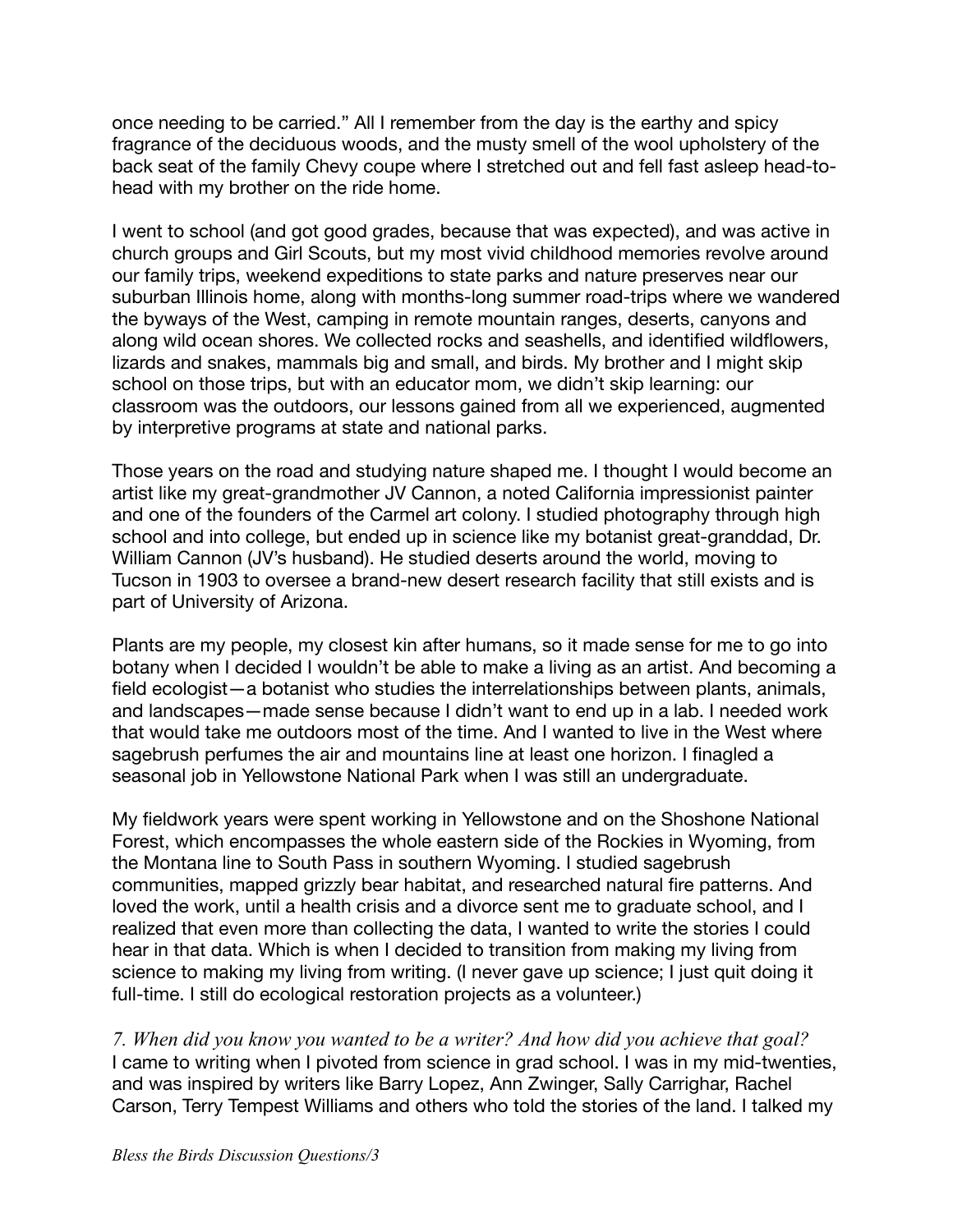once needing to be carried." All I remember from the day is the earthy and spicy fragrance of the deciduous woods, and the musty smell of the wool upholstery of the back seat of the family Chevy coupe where I stretched out and fell fast asleep head-to-head with my brother on the ride home.

I went to school (and got good grades, because that was expected), and was active in church groups and Girl Scouts, but my most vivid childhood memories revolve around our family trips, weekend expeditions to state parks and nature preserves near our suburban Illinois home, along with months-long summer road-trips where we wandered the byways of the West, camping in remote mountain ranges, deserts, canyons and along wild ocean shores. We collected rocks and seashells, and identified wildflowers, lizards and snakes, mammals big and small, and birds. My brother and I might skip school on those trips, but with an educator mom, we didn't skip learning: our classroom was the outdoors, our lessons gained from all we experienced, augmented by interpretive programs at state and national parks.

Those years on the road and studying nature shaped me. I thought I would become an artist like my great-grandmother JV Cannon, a noted California impressionist painter and one of the founders of the Carmel art colony. I studied photography through high school and into college, but ended up in science like my botanist great-granddad, Dr. William Cannon (JV's husband). He studied deserts around the world, moving to Tucson in 1903 to oversee a brand-new desert research facility that still exists and is part of University of Arizona.

Plants are my people, my closest kin after humans, so it made sense for me to go into botany when I decided I wouldn't be able to make a living as an artist. And becoming a field ecologist—a botanist who studies the interrelationships between plants, animals, and landscapes—made sense because I didn't want to end up in a lab. I needed work that would take me outdoors most of the time. And I wanted to live in the West where sagebrush perfumes the air and mountains line at least one horizon. I finagled a seasonal job in Yellowstone National Park when I was still an undergraduate.

My fieldwork years were spent working in Yellowstone and on the Shoshone National Forest, which encompasses the whole eastern side of the Rockies in Wyoming, from the Montana line to South Pass in southern Wyoming. I studied sagebrush communities, mapped grizzly bear habitat, and researched natural fire patterns. And loved the work, until a health crisis and a divorce sent me to graduate school, and I realized that even more than collecting the data, I wanted to write the stories I could hear in that data. Which is when I decided to transition from making my living from science to making my living from writing. (I never gave up science; I just quit doing it full-time. I still do ecological restoration projects as a volunteer.)

*7. When did you know you wanted to be a writer? And how did you achieve that goal?*
I came to writing when I pivoted from science in grad school. I was in my mid-twenties, and was inspired by writers like Barry Lopez, Ann Zwinger, Sally Carrighar, Rachel Carson, Terry Tempest Williams and others who told the stories of the land. I talked my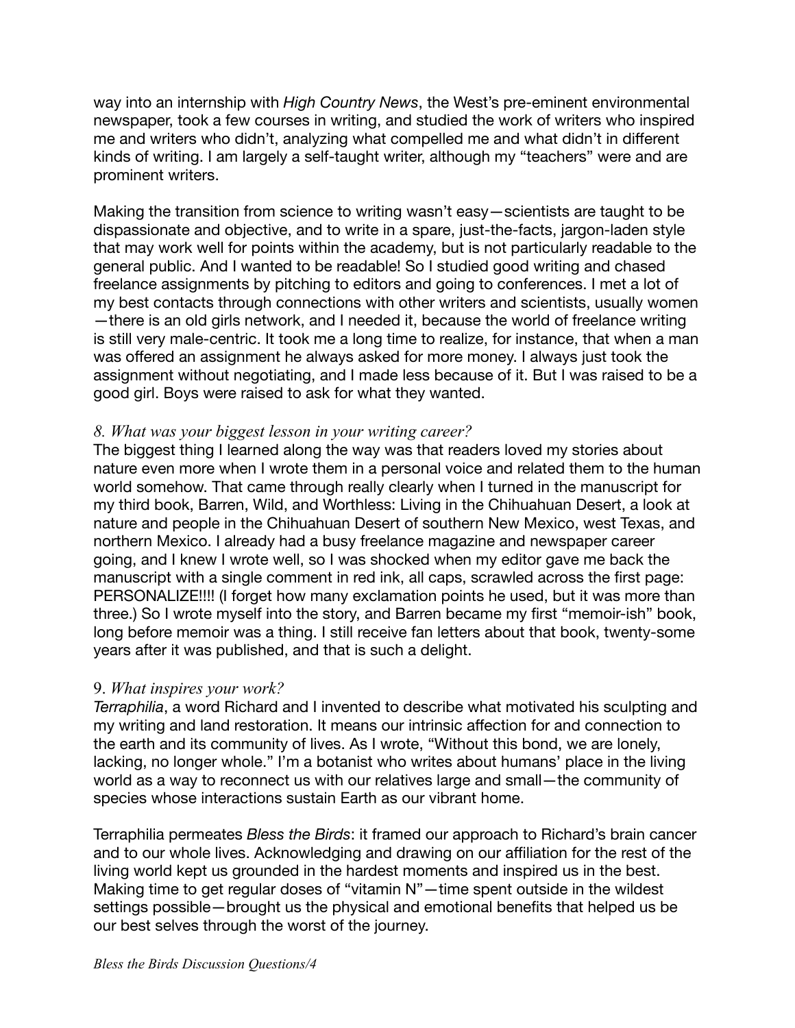way into an internship with *High Country News*, the West's pre-eminent environmental newspaper, took a few courses in writing, and studied the work of writers who inspired me and writers who didn't, analyzing what compelled me and what didn't in different kinds of writing. I am largely a self-taught writer, although my "teachers" were and are prominent writers.

Making the transition from science to writing wasn't easy—scientists are taught to be dispassionate and objective, and to write in a spare, just-the-facts, jargon-laden style that may work well for points within the academy, but is not particularly readable to the general public. And I wanted to be readable! So I studied good writing and chased freelance assignments by pitching to editors and going to conferences. I met a lot of my best contacts through connections with other writers and scientists, usually women—there is an old girls network, and I needed it, because the world of freelance writing is still very male-centric. It took me a long time to realize, for instance, that when a man was offered an assignment he always asked for more money. I always just took the assignment without negotiating, and I made less because of it. But I was raised to be a good girl. Boys were raised to ask for what they wanted.

*8. What was your biggest lesson in your writing career?*

The biggest thing I learned along the way was that readers loved my stories about nature even more when I wrote them in a personal voice and related them to the human world somehow. That came through really clearly when I turned in the manuscript for my third book, Barren, Wild, and Worthless: Living in the Chihuahuan Desert, a look at nature and people in the Chihuahuan Desert of southern New Mexico, west Texas, and northern Mexico. I already had a busy freelance magazine and newspaper career going, and I knew I wrote well, so I was shocked when my editor gave me back the manuscript with a single comment in red ink, all caps, scrawled across the first page: PERSONALIZE!!!! (I forget how many exclamation points he used, but it was more than three.) So I wrote myself into the story, and Barren became my first "memoir-ish" book, long before memoir was a thing. I still receive fan letters about that book, twenty-some years after it was published, and that is such a delight.

9. *What inspires your work?*

*Terraphilia*, a word Richard and I invented to describe what motivated his sculpting and my writing and land restoration. It means our intrinsic affection for and connection to the earth and its community of lives. As I wrote, "Without this bond, we are lonely, lacking, no longer whole." I'm a botanist who writes about humans' place in the living world as a way to reconnect us with our relatives large and small—the community of species whose interactions sustain Earth as our vibrant home.

Terraphilia permeates *Bless the Birds*: it framed our approach to Richard's brain cancer and to our whole lives. Acknowledging and drawing on our affiliation for the rest of the living world kept us grounded in the hardest moments and inspired us in the best. Making time to get regular doses of "vitamin N"—time spent outside in the wildest settings possible—brought us the physical and emotional benefits that helped us be our best selves through the worst of the journey.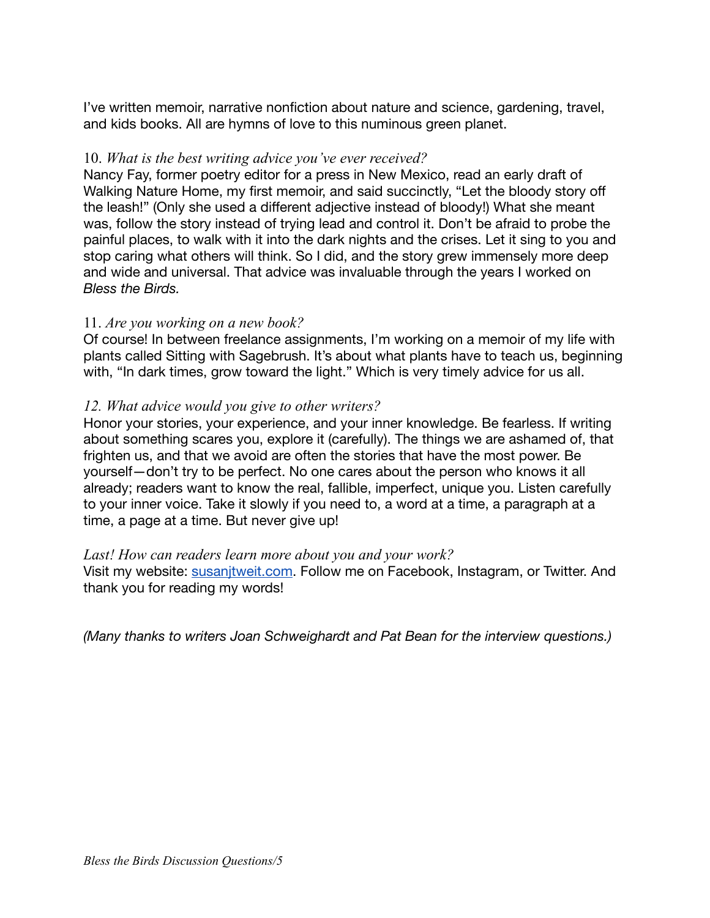I've written memoir, narrative nonfiction about nature and science, gardening, travel, and kids books. All are hymns of love to this numinous green planet.

10. *What is the best writing advice you've ever received?*
Nancy Fay, former poetry editor for a press in New Mexico, read an early draft of Walking Nature Home, my first memoir, and said succinctly, "Let the bloody story off the leash!" (Only she used a different adjective instead of bloody!) What she meant was, follow the story instead of trying lead and control it. Don't be afraid to probe the painful places, to walk with it into the dark nights and the crises. Let it sing to you and stop caring what others will think. So I did, and the story grew immensely more deep and wide and universal. That advice was invaluable through the years I worked on *Bless the Birds.*

11. *Are you working on a new book?*
Of course! In between freelance assignments, I'm working on a memoir of my life with plants called Sitting with Sagebrush. It's about what plants have to teach us, beginning with, "In dark times, grow toward the light." Which is very timely advice for us all.

*12. What advice would you give to other writers?*
Honor your stories, your experience, and your inner knowledge. Be fearless. If writing about something scares you, explore it (carefully). The things we are ashamed of, that frighten us, and that we avoid are often the stories that have the most power. Be yourself—don't try to be perfect. No one cares about the person who knows it all already; readers want to know the real, fallible, imperfect, unique you. Listen carefully to your inner voice. Take it slowly if you need to, a word at a time, a paragraph at a time, a page at a time. But never give up!

*Last! How can readers learn more about you and your work?*
Visit my website: [susanjtweit.com](susanjtweit.com). Follow me on Facebook, Instagram, or Twitter. And thank you for reading my words!

*(Many thanks to writers Joan Schweighardt and Pat Bean for the interview questions.)*